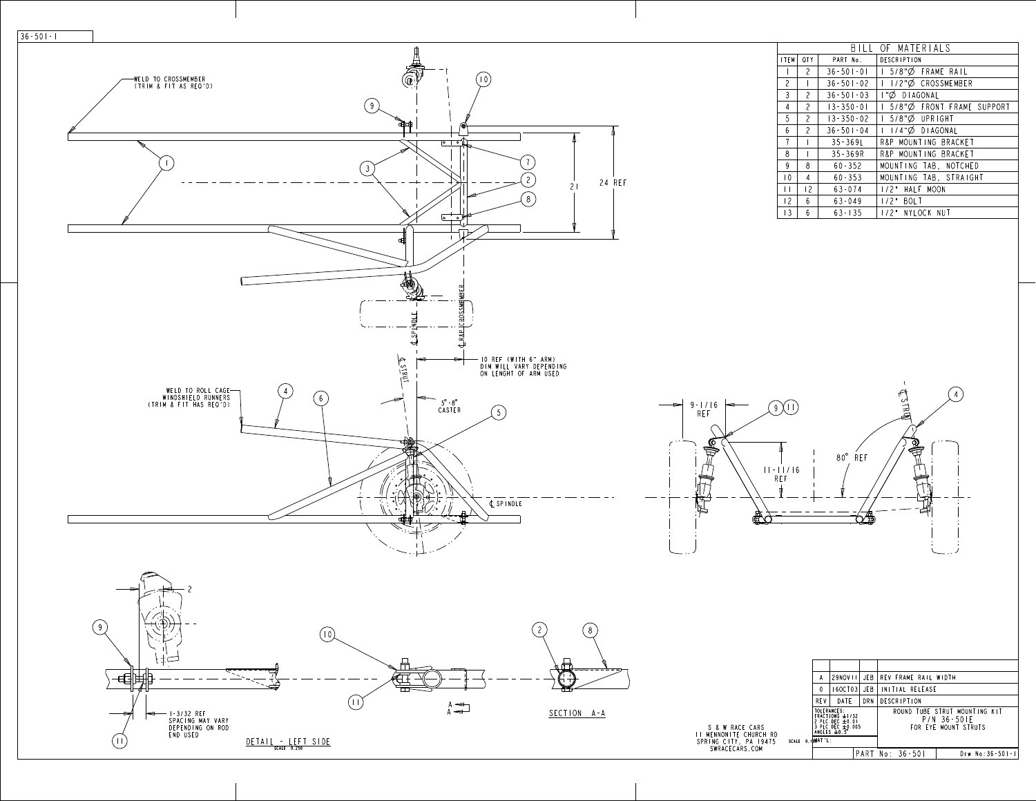36-501-1

| BILL OF MATERIALS | | | |
|---|---|---|---|
| ITEM | QTY | PART No. | DESCRIPTION |
| 1 | 2 | 36-501-01 | 1 5/8"Ø FRAME RAIL |
| 2 | 1 | 36-501-02 | 1 1/2"Ø CROSSMEMBER |
| 3 | 2 | 36-501-03 | 1"Ø DIAGONAL |
| 4 | 2 | 13-350-01 | 1 5/8"Ø FRONT FRAME SUPPORT |
| 5 | 2 | 13-350-02 | 1 5/8"Ø UPRIGHT |
| 6 | 2 | 36-501-04 | 1 1/4"Ø DIAGONAL |
| 7 | 1 | 35-369L | R&P MOUNTING BRACKET |
| 8 | 1 | 35-369R | R&P MOUNTING BRACKET |
| 9 | 8 | 60-352 | MOUNTING TAB, NOTCHED |
| 10 | 4 | 60-353 | MOUNTING TAB, STRAIGHT |
| 11 | 12 | 63-074 | 1/2" HALF MOON |
| 12 | 6 | 63-049 | 1/2" BOLT |
| 13 | 6 | 63-135 | 1/2" NYLOCK NUT |

WELD TO CROSSMEMBER (TRIM & FIT AS REQ'D)

21

24 REF

℄ SPINDLE

℄ R&P CROSSMEMBER

℄ STRUT

10 REF (WITH 6" ARM) DIM WILL VARY DEPENDING ON LENGHT OF ARM USED

WELD TO ROLL CAGE WINDSHIELD RUNNERS (TRIM & FIT HAS REQ'D)

5°-8° CASTER

℄ SPINDLE

9-1/16 REF

11-11/16 REF

80° REF

℄ STRUT

2

1-3/32 REF SPACING MAY VARY DEPENDING ON ROD END USED

DETAIL - LEFT SIDE
SCALE 0.250

A
A

SECTION A-A

| REV | DATE | DRN | DESCRIPTION |
|---|---|---|---|
| A | 29NOV11 | JEB | REV FRAME RAIL WIDTH |
| 0 | 16OCT03 | JEB | INITIAL RELEASE |

TOLERANCES: FRACTIONS ±1/32, 2 PLC DEC ±0.01, 3 PLC DEC ±0.005, ANGLES ±0.5°

MAT'L:

ROUND TUBE STRUT MOUNTING KIT
P/N 36-501E
FOR EYE MOUNT STRUTS

PART No: 36-501

Drw No: 36-501-1

S & W RACE CARS
11 MENNONITE CHURCH RD
SPRING CITY, PA 19475
SWRACECARS.COM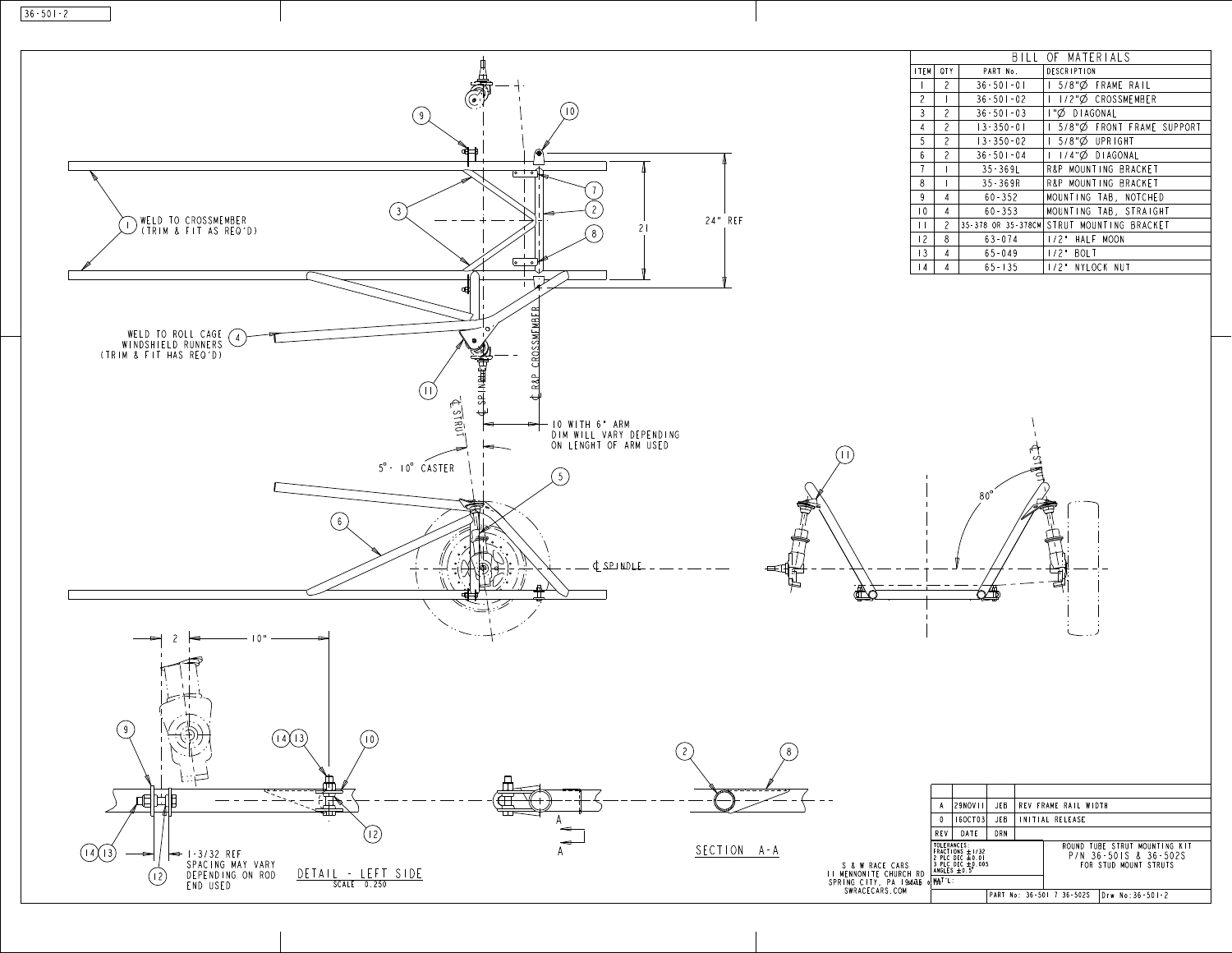36-501-2

## BILL OF MATERIALS

| ITEM | QTY | PART No. | DESCRIPTION |
|---|---|---|---|
| 1 | 2 | 36-501-01 | 1 5/8"Ø FRAME RAIL |
| 2 | 1 | 36-501-02 | 1 1/2"Ø CROSSMEMBER |
| 3 | 2 | 36-501-03 | 1"Ø DIAGONAL |
| 4 | 2 | 13-350-01 | 1 5/8"Ø FRONT FRAME SUPPORT |
| 5 | 2 | 13-350-02 | 1 5/8"Ø UPRIGHT |
| 6 | 2 | 36-501-04 | 1 1/4"Ø DIAGONAL |
| 7 | 1 | 35-369L | R&P MOUNTING BRACKET |
| 8 | 1 | 35-369R | R&P MOUNTING BRACKET |
| 9 | 4 | 60-352 | MOUNTING TAB, NOTCHED |
| 10 | 4 | 60-353 | MOUNTING TAB, STRAIGHT |
| 11 | 2 | 35-378 OR 35-378CM | STRUT MOUNTING BRACKET |
| 12 | 8 | 63-074 | 1/2" HALF MOON |
| 13 | 4 | 65-049 | 1/2" BOLT |
| 14 | 4 | 65-135 | 1/2" NYLOCK NUT |

(1) WELD TO CROSSMEMBER (TRIM & FIT AS REQ'D)

WELD TO ROLL CAGE WINDSHIELD RUNNERS (TRIM & FIT HAS REQ'D) (4)

21

24" REF

℄ SPINDLE

℄ R&P CROSSMEMBER

℄ STRUT

10 WITH 6" ARM DIM WILL VARY DEPENDING ON LENGHT OF ARM USED

5° - 10° CASTER

℄ SPINDLE

80°

℄ STRUT

2

10"

1-3/32 REF SPACING MAY VARY DEPENDING ON ROD END USED

DETAIL - LEFT SIDE
SCALE 0.250

A

A

SECTION A-A

S & W RACE CARS
11 MENNONITE CHURCH RD
SPRING CITY, PA 19475
SWRACECARS.COM

| REV | DATE | DRN | |
|---|---|---|---|
| A | 29NOV11 | JEB | REV FRAME RAIL WIDTH |
| 0 | 16OCT03 | JEB | INITIAL RELEASE |

TOLERANCES:
FRACTIONS ±1/32
2 PLC DEC ±0.01
3 PLC DEC ±0.005
ANGLES ±0.5°

MAT'L:

ROUND TUBE STRUT MOUNTING KIT
P/N 36-501S & 36-502S
FOR STUD MOUNT STRUTS

PART No: 36-501 7 36-502S | Drw No: 36-501-2